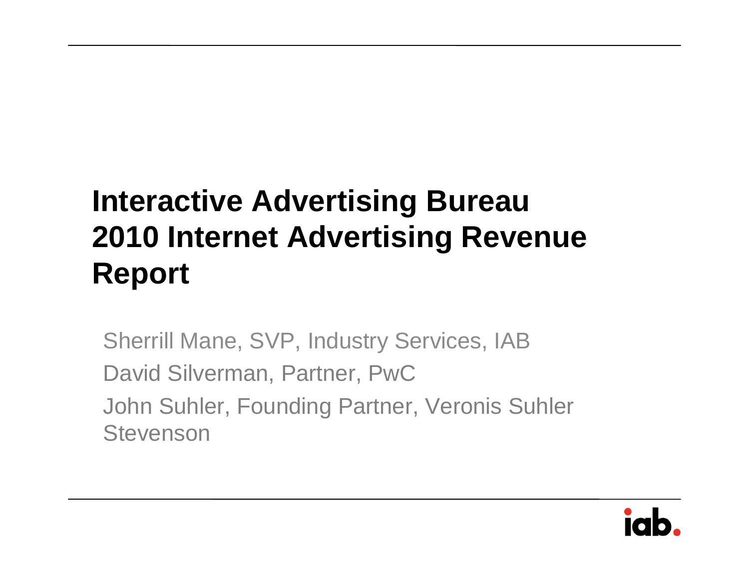# Interactive Advertising Bureau 2010 Internet Advertising Revenue Report

Sherrill Mane, SVP, Industry Services, IAB

David Silverman, Partner, PwC

John Suhler, Founding Partner, Veronis Suhler Stevenson

iab.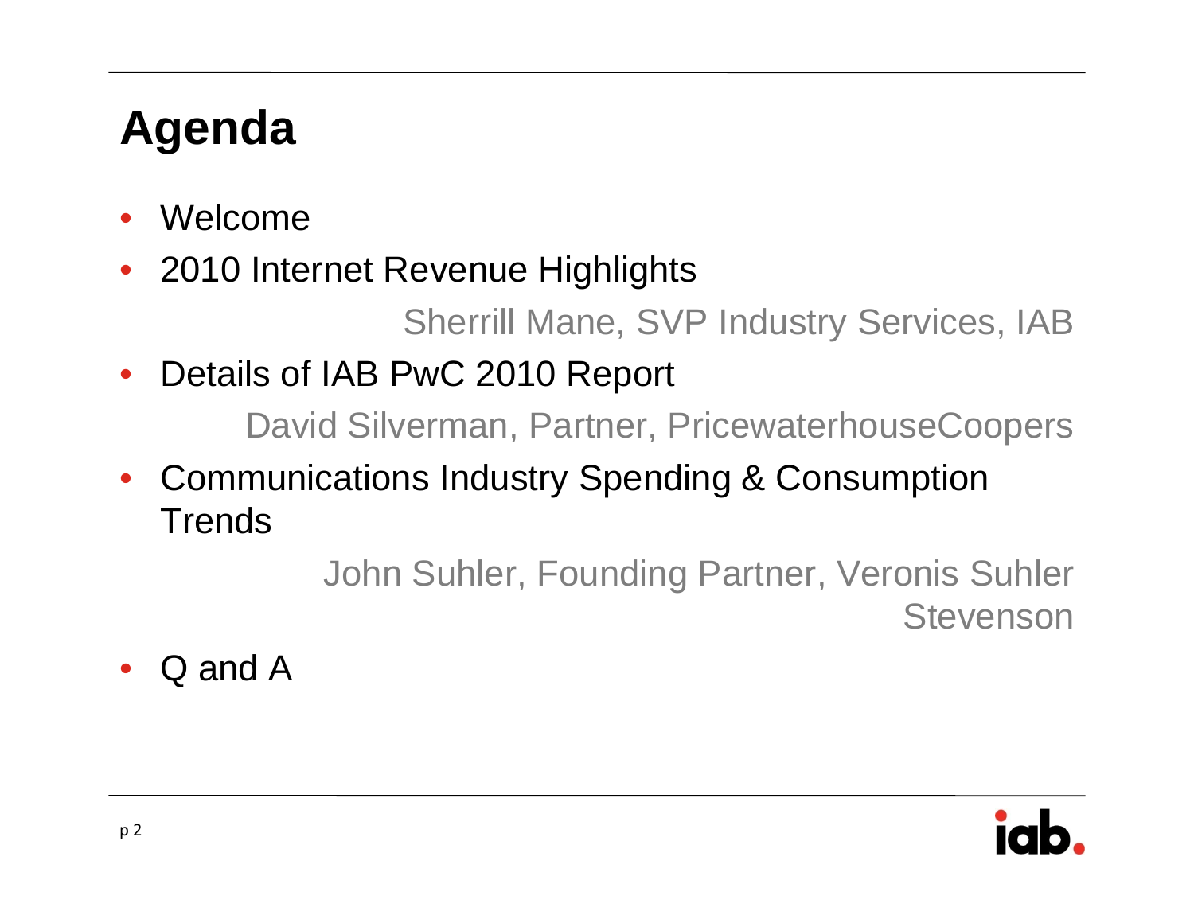# Agenda

- Welcome
- 2010 Internet Revenue Highlights

  Sherrill Mane, SVP Industry Services, IAB

- Details of IAB PwC 2010 Report

  David Silverman, Partner, PricewaterhouseCoopers

- Communications Industry Spending & Consumption Trends

  John Suhler, Founding Partner, Veronis Suhler Stevenson

- Q and A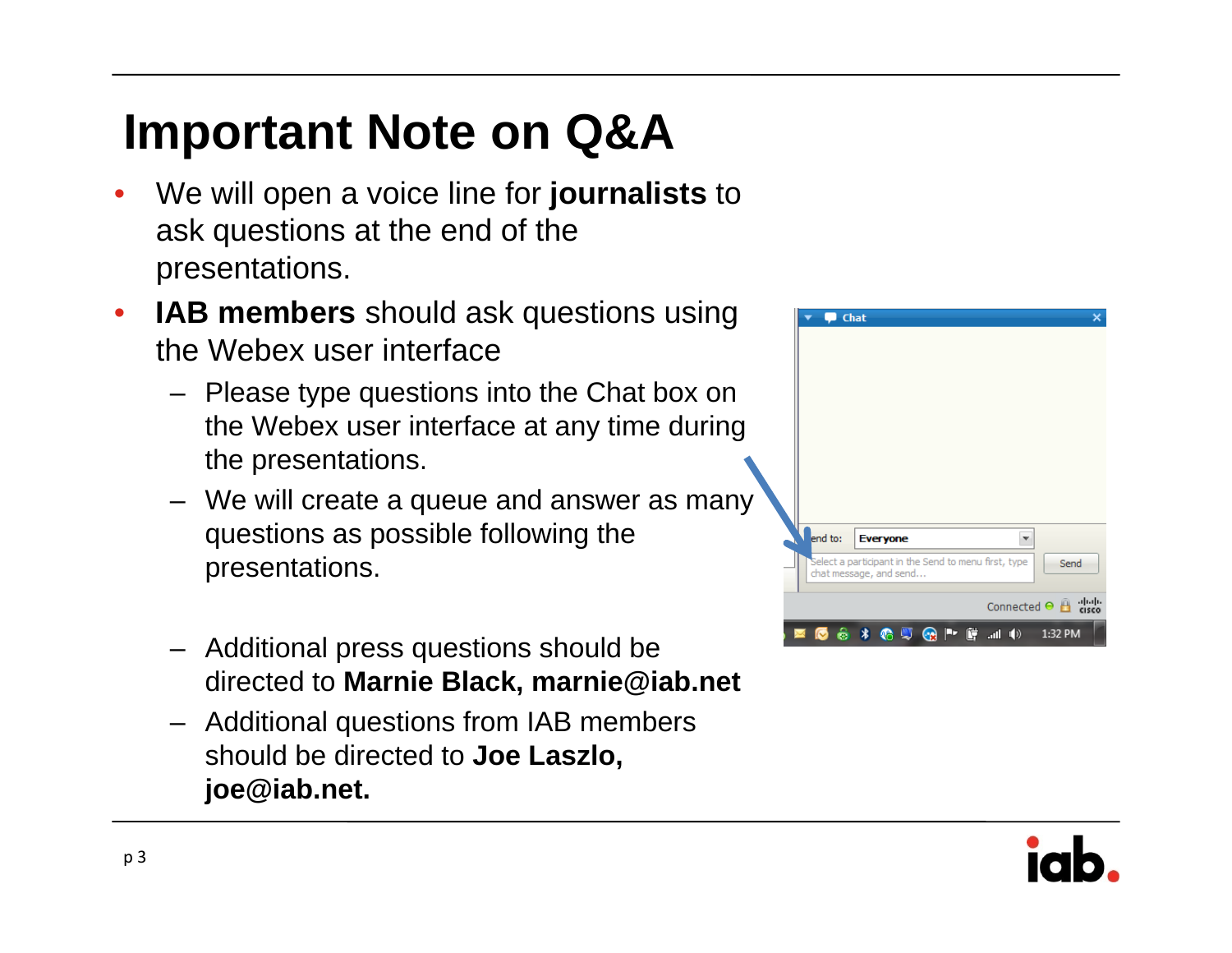# Important Note on Q&A

- We will open a voice line for **journalists** to ask questions at the end of the presentations.
- **IAB members** should ask questions using the Webex user interface
  - Please type questions into the Chat box on the Webex user interface at any time during the presentations.
  - We will create a queue and answer as many questions as possible following the presentations.
  - Additional press questions should be directed to **Marnie Black, marnie@iab.net**
  - Additional questions from IAB members should be directed to **Joe Laszlo, joe@iab.net.**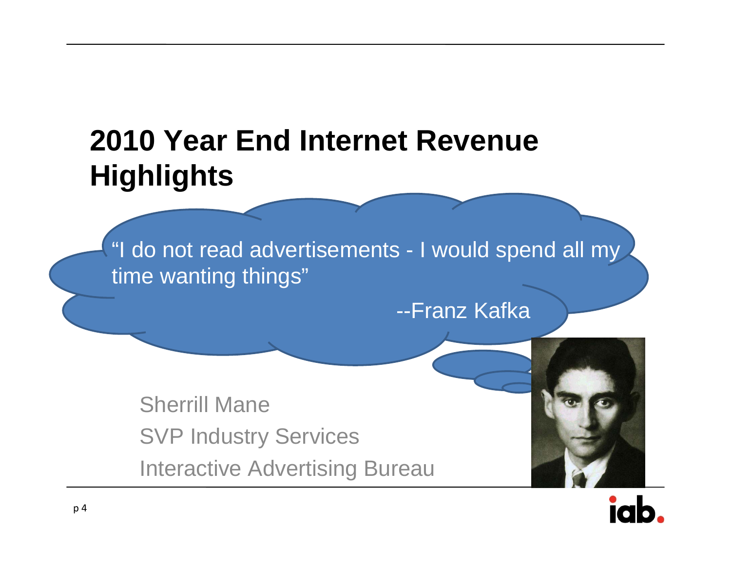# 2010 Year End Internet Revenue Highlights

"I do not read advertisements - I would spend all my time wanting things"

--Franz Kafka

Sherrill Mane

SVP Industry Services

Interactive Advertising Bureau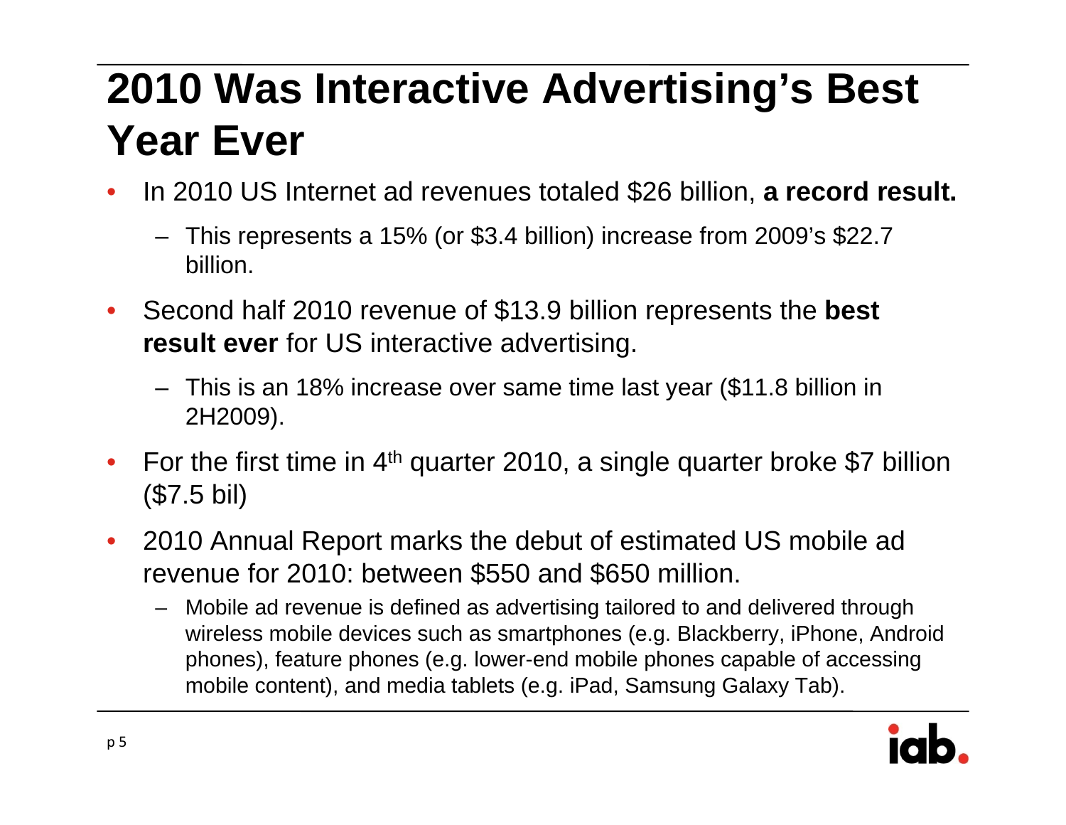# 2010 Was Interactive Advertising's Best Year Ever

- In 2010 US Internet ad revenues totaled $26 billion, **a record result.**
  - This represents a 15% (or $3.4 billion) increase from 2009's $22.7 billion.
- Second half 2010 revenue of $13.9 billion represents the **best result ever** for US interactive advertising.
  - This is an 18% increase over same time last year ($11.8 billion in 2H2009).
- For the first time in 4th quarter 2010, a single quarter broke $7 billion ($7.5 bil)
- 2010 Annual Report marks the debut of estimated US mobile ad revenue for 2010: between $550 and $650 million.
  - Mobile ad revenue is defined as advertising tailored to and delivered through wireless mobile devices such as smartphones (e.g. Blackberry, iPhone, Android phones), feature phones (e.g. lower-end mobile phones capable of accessing mobile content), and media tablets (e.g. iPad, Samsung Galaxy Tab).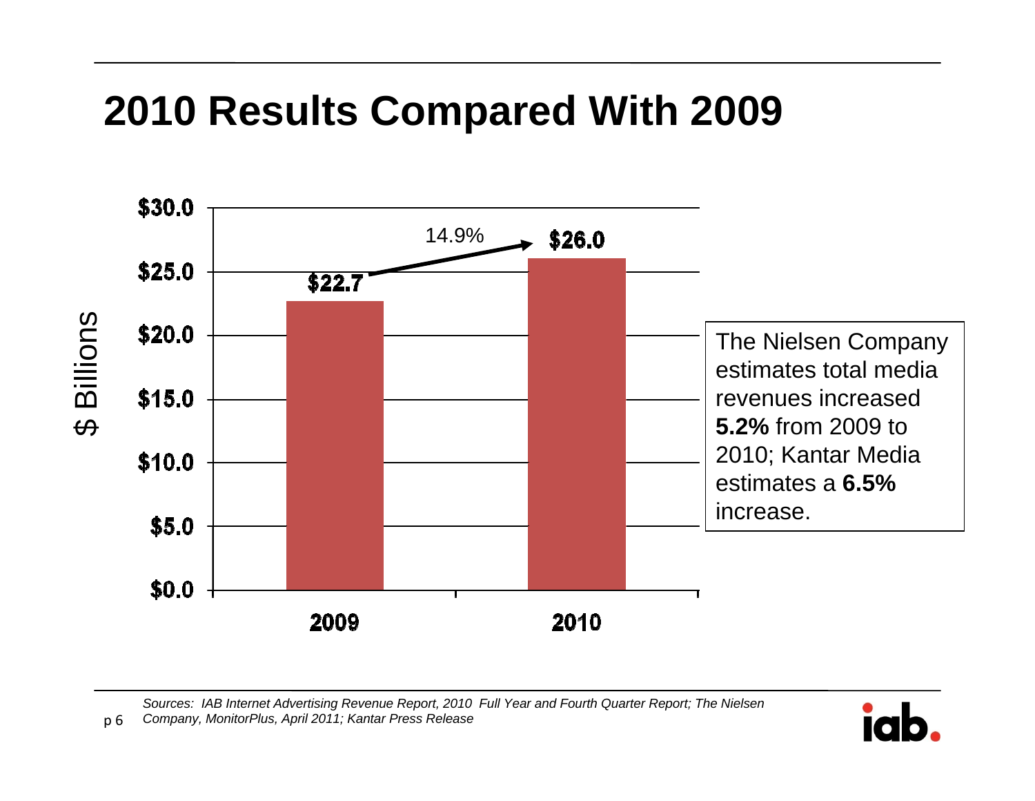# 2010 Results Compared With 2009

| | 2009 | 2010 |
|---|---|---|
| $ Billions | $22.7 | $26.0 |

14.9%

The Nielsen Company estimates total media revenues increased **5.2%** from 2009 to 2010; Kantar Media estimates a **6.5%** increase.

*Sources: IAB Internet Advertising Revenue Report, 2010 Full Year and Fourth Quarter Report; The Nielsen Company, MonitorPlus, April 2011; Kantar Press Release*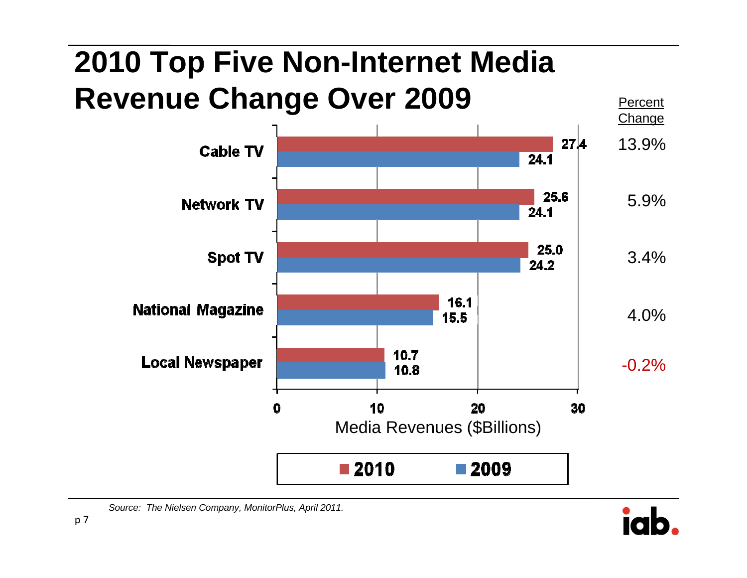# 2010 Top Five Non-Internet Media Revenue Change Over 2009

| Media | 2010 | 2009 | Percent Change |
|---|---|---|---|
| Cable TV | 27.4 | 24.1 | 13.9% |
| Network TV | 25.6 | 24.1 | 5.9% |
| Spot TV | 25.0 | 24.2 | 3.4% |
| National Magazine | 16.1 | 15.5 | 4.0% |
| Local Newspaper | 10.7 | 10.8 | -0.2% |

Media Revenues ($Billions)

*Source: The Nielsen Company, MonitorPlus, April 2011.*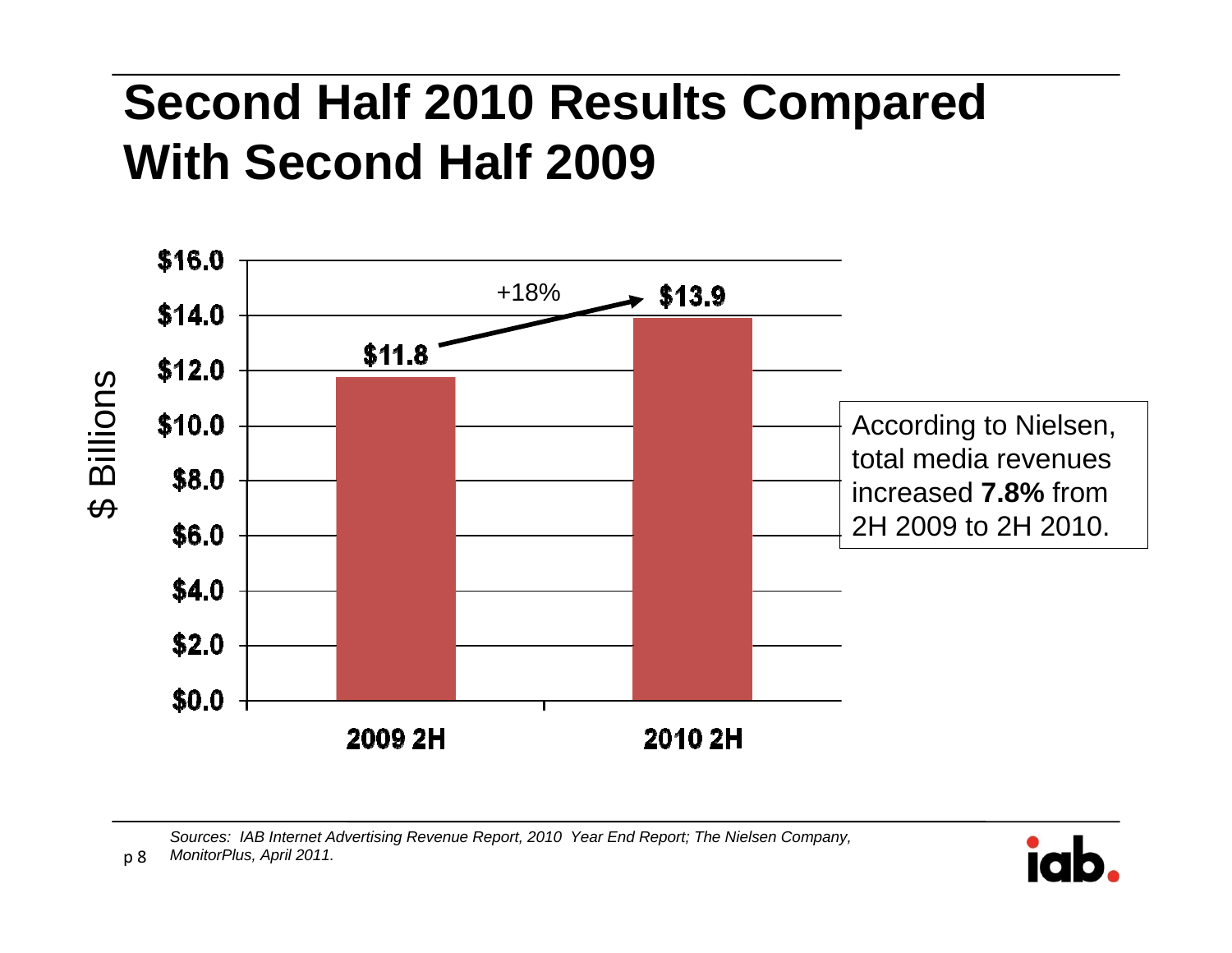# Second Half 2010 Results Compared With Second Half 2009

$ Billions

| | 2009 2H | 2010 2H |
|---|---|---|
| Revenue | $11.8 | $13.9 |

+18%

According to Nielsen, total media revenues increased **7.8%** from 2H 2009 to 2H 2010.

*Sources: IAB Internet Advertising Revenue Report, 2010 Year End Report; The Nielsen Company, MonitorPlus, April 2011.*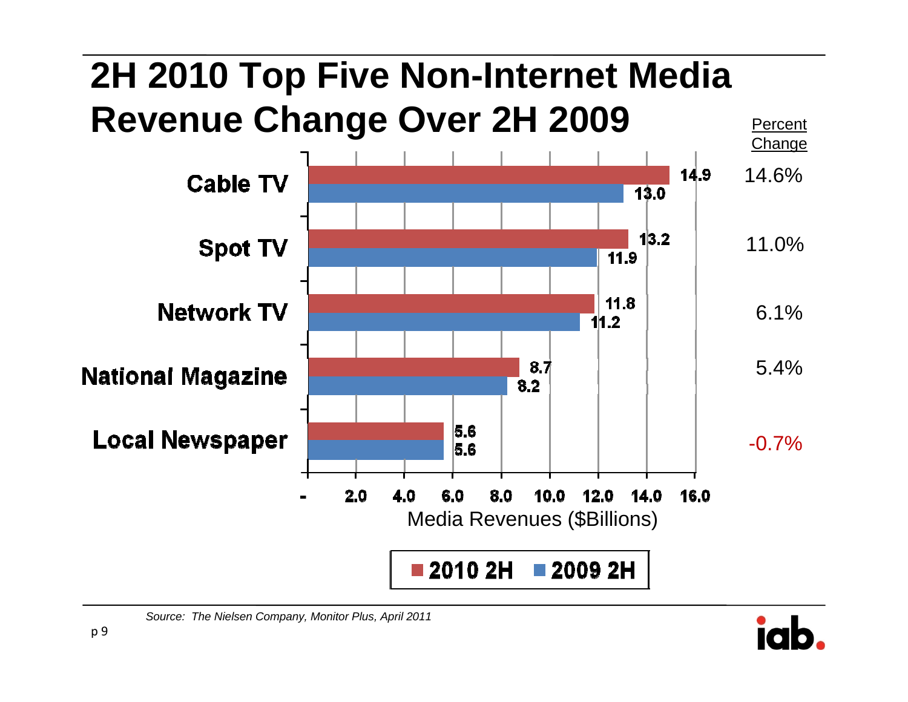# 2H 2010 Top Five Non-Internet Media Revenue Change Over 2H 2009

| Media | 2010 2H ($Billions) | 2009 2H ($Billions) | Percent Change |
|---|---|---|---|
| Cable TV | 14.9 | 13.0 | 14.6% |
| Spot TV | 13.2 | 11.9 | 11.0% |
| Network TV | 11.8 | 11.2 | 6.1% |
| National Magazine | 8.7 | 8.2 | 5.4% |
| Local Newspaper | 5.6 | 5.6 | -0.7% |

Media Revenues ($Billions)

*Source: The Nielsen Company, Monitor Plus, April 2011*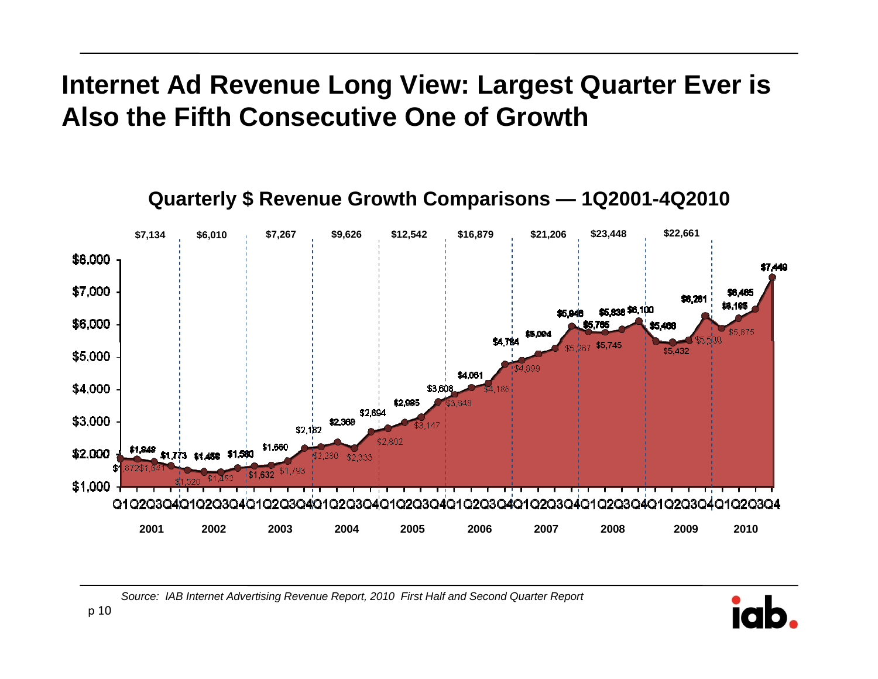# Internet Ad Revenue Long View: Largest Quarter Ever is Also the Fifth Consecutive One of Growth

## Quarterly $ Revenue Growth Comparisons — 1Q2001-4Q2010

| Year | Annual Total | Q1 | Q2 | Q3 | Q4 |
|---|---|---|---|---|---|
| 2001 | $7,134 | $1,872 | $1,848 | $1,773 | $1,641 |
| 2002 | $6,010 | $1,520 | $1,458 | $1,452 | $1,580 |
| 2003 | $7,267 | $1,632 | $1,660 | $1,793 | $2,182 |
| 2004 | $9,626 | $2,230 | $2,369 | $2,333 | $2,694 |
| 2005 | $12,542 | $2,802 | $2,985 | $3,147 | $3,608 |
| 2006 | $16,879 | $3,848 | $4,061 | $4,186 | $4,784 |
| 2007 | $21,206 | $4,899 | $5,094 | $5,267 | $5,946 |
| 2008 | $23,448 | $5,765 | $5,745 | $5,838 | $6,100 |
| 2009 | $22,661 | $5,468 | $5,432 | $5,500 | $6,261 |
| 2010 | | $5,875 | $6,185 | $6,465 | $7,449 |

*Source: IAB Internet Advertising Revenue Report, 2010 First Half and Second Quarter Report*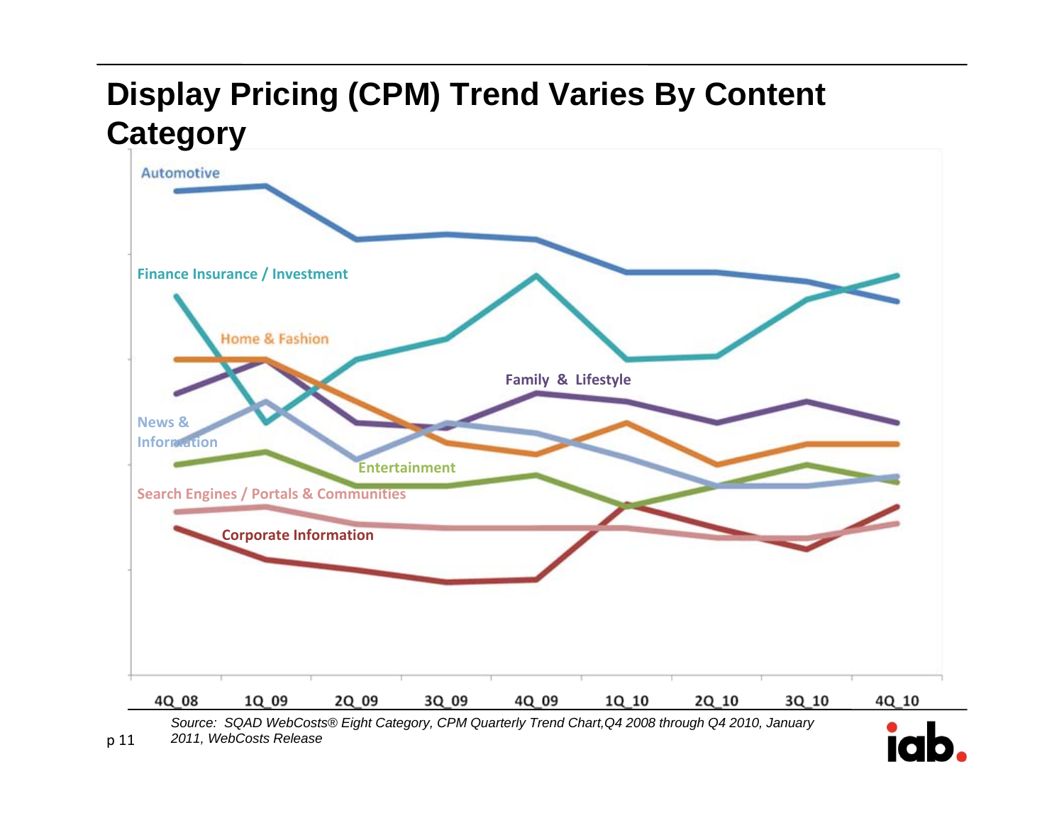# Display Pricing (CPM) Trend Varies By Content Category

Automotive

Finance Insurance / Investment

Home & Fashion

Family & Lifestyle

News & Information

Entertainment

Search Engines / Portals & Communities

Corporate Information

4Q_08 1Q_09 2Q_09 3Q_09 4Q_09 1Q_10 2Q_10 3Q_10 4Q_10

*Source: SQAD WebCosts® Eight Category, CPM Quarterly Trend Chart,Q4 2008 through Q4 2010, January 2011, WebCosts Release*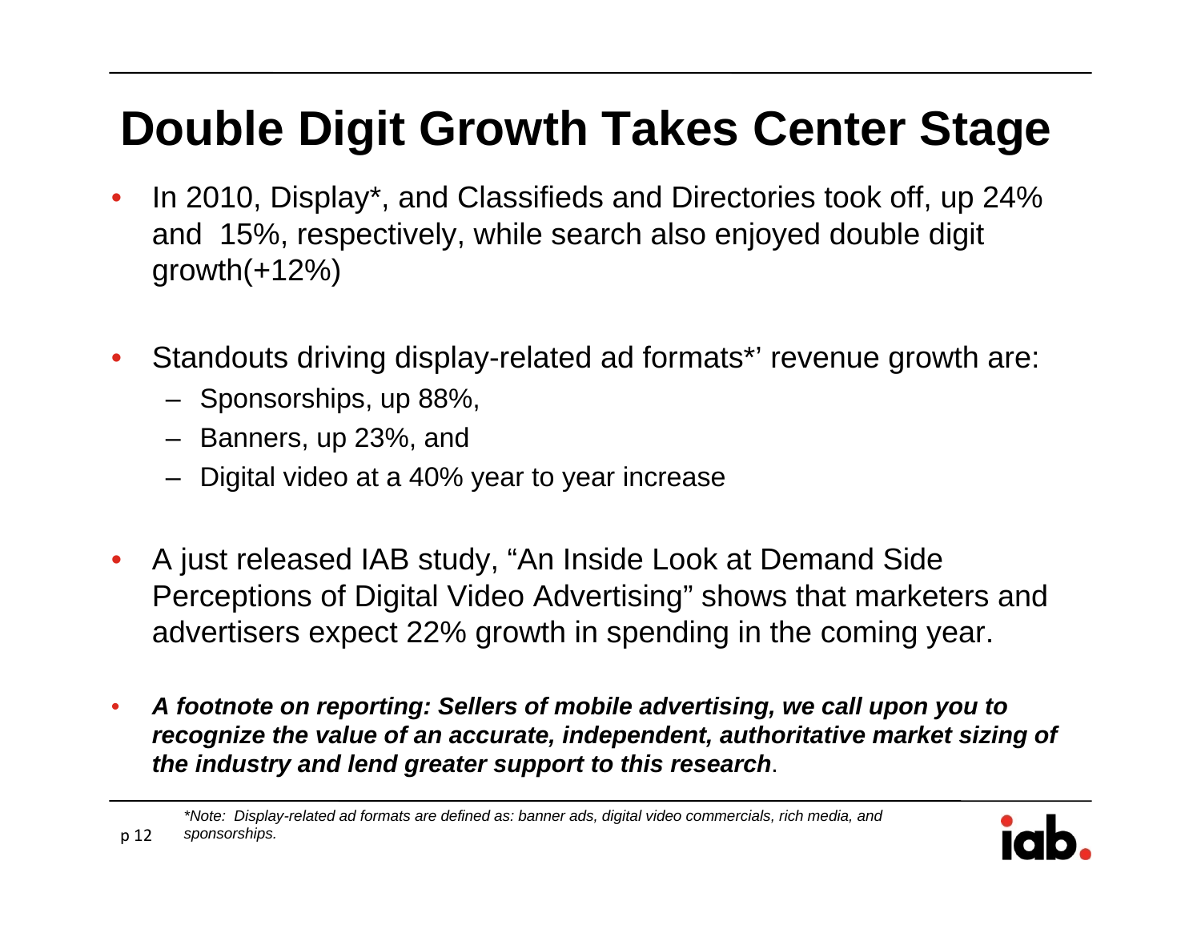# Double Digit Growth Takes Center Stage

- In 2010, Display*, and Classifieds and Directories took off, up 24% and 15%, respectively, while search also enjoyed double digit growth(+12%)

- Standouts driving display-related ad formats*' revenue growth are:
  - Sponsorships, up 88%,
  - Banners, up 23%, and
  - Digital video at a 40% year to year increase

- A just released IAB study, "An Inside Look at Demand Side Perceptions of Digital Video Advertising" shows that marketers and advertisers expect 22% growth in spending in the coming year.

- ***A footnote on reporting: Sellers of mobile advertising, we call upon you to recognize the value of an accurate, independent, authoritative market sizing of the industry and lend greater support to this research***.

*\*Note: Display-related ad formats are defined as: banner ads, digital video commercials, rich media, and sponsorships.*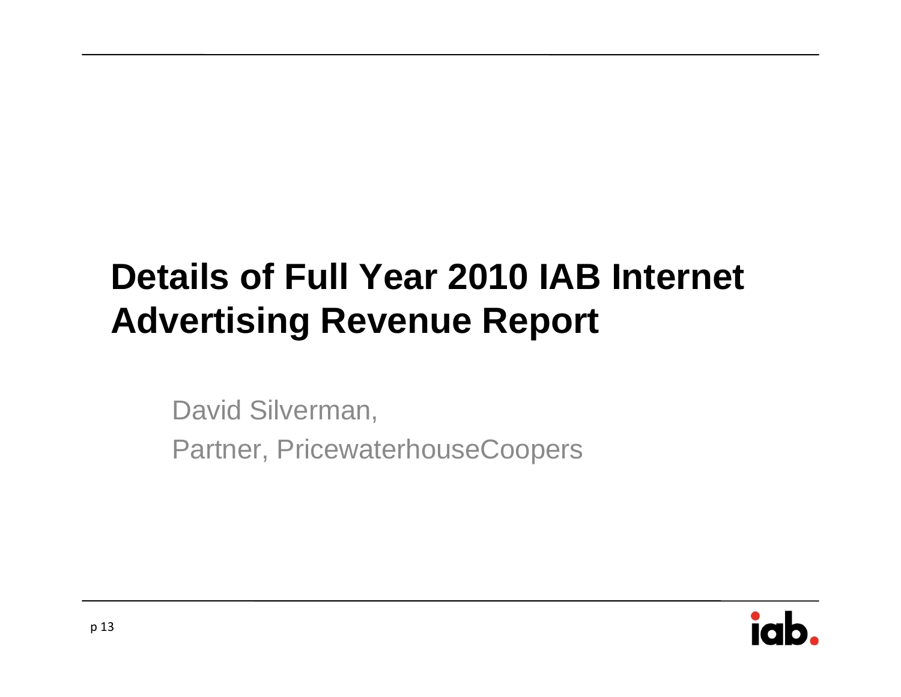# Details of Full Year 2010 IAB Internet Advertising Revenue Report

David Silverman,

Partner, PricewaterhouseCoopers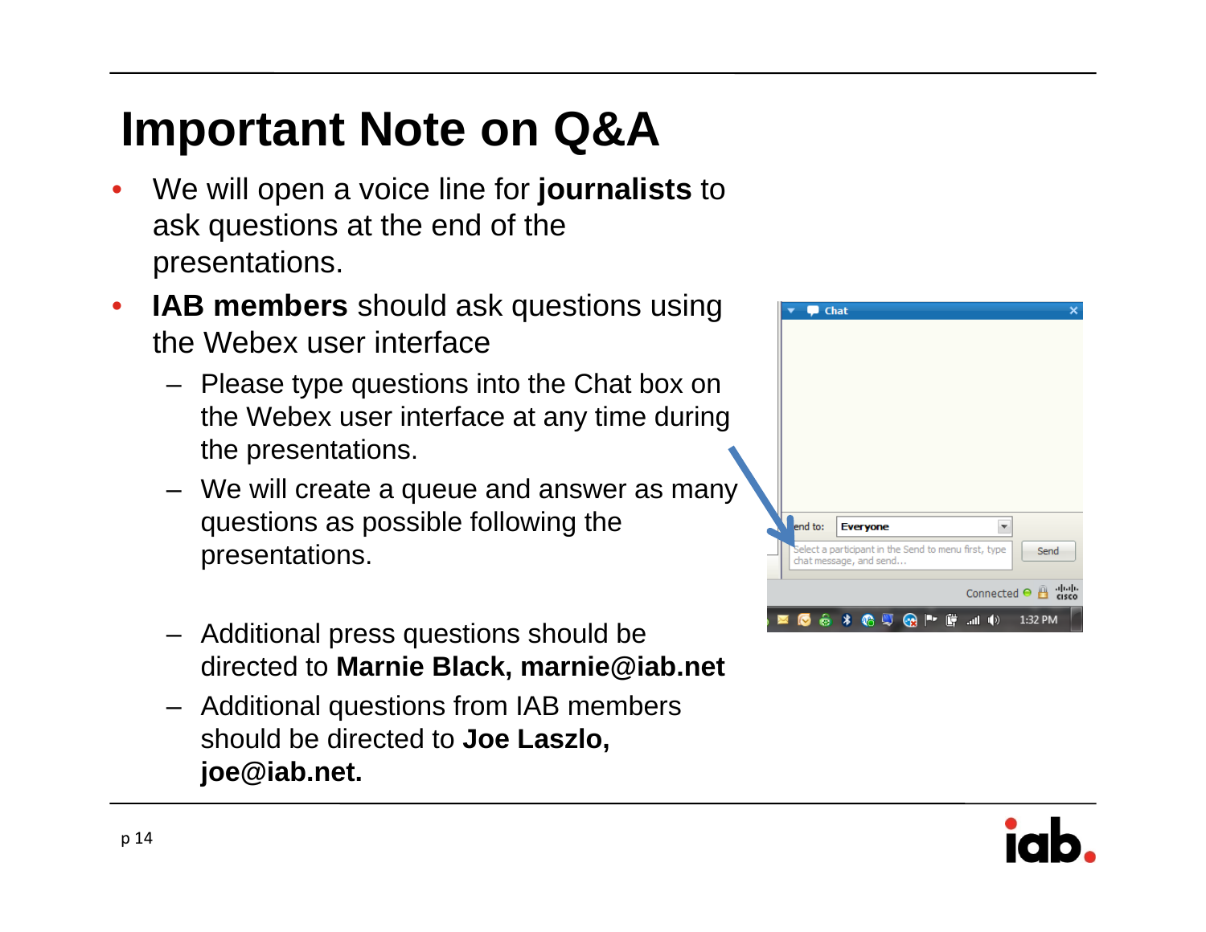# Important Note on Q&A

- We will open a voice line for **journalists** to ask questions at the end of the presentations.
- **IAB members** should ask questions using the Webex user interface
  - Please type questions into the Chat box on the Webex user interface at any time during the presentations.
  - We will create a queue and answer as many questions as possible following the presentations.
  - Additional press questions should be directed to **Marnie Black, marnie@iab.net**
  - Additional questions from IAB members should be directed to **Joe Laszlo, joe@iab.net.**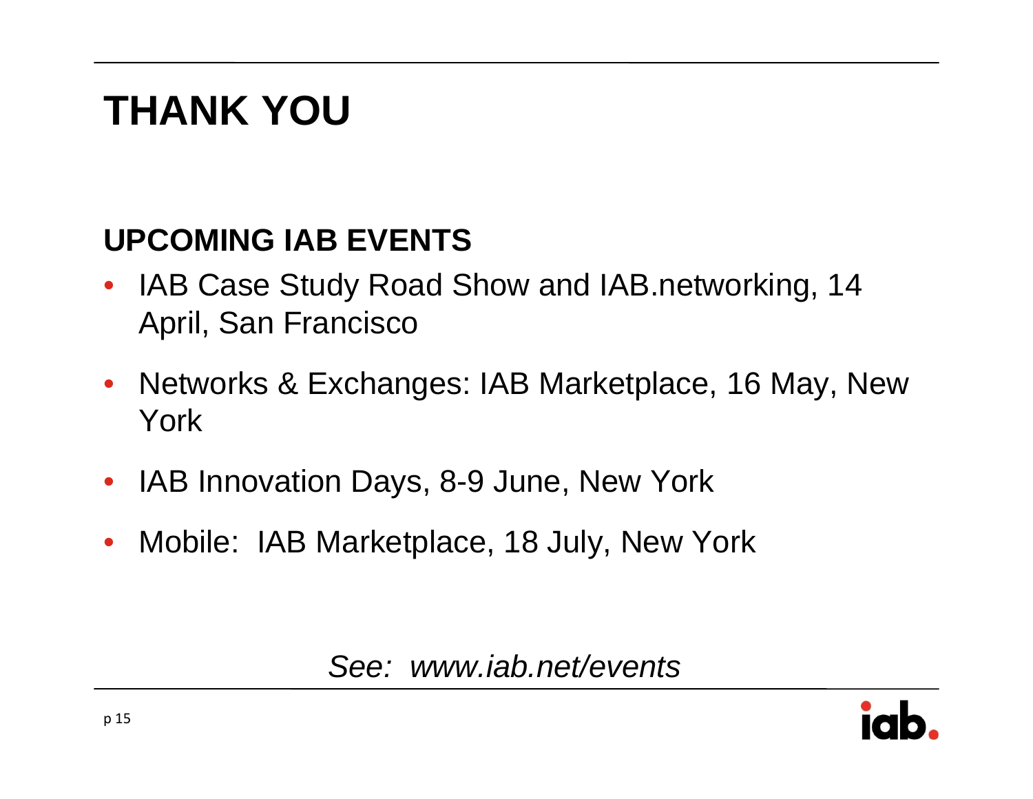# THANK YOU

## UPCOMING IAB EVENTS

- IAB Case Study Road Show and IAB.networking, 14 April, San Francisco
- Networks & Exchanges: IAB Marketplace, 16 May, New York
- IAB Innovation Days, 8-9 June, New York
- Mobile: IAB Marketplace, 18 July, New York

*See: www.iab.net/events*